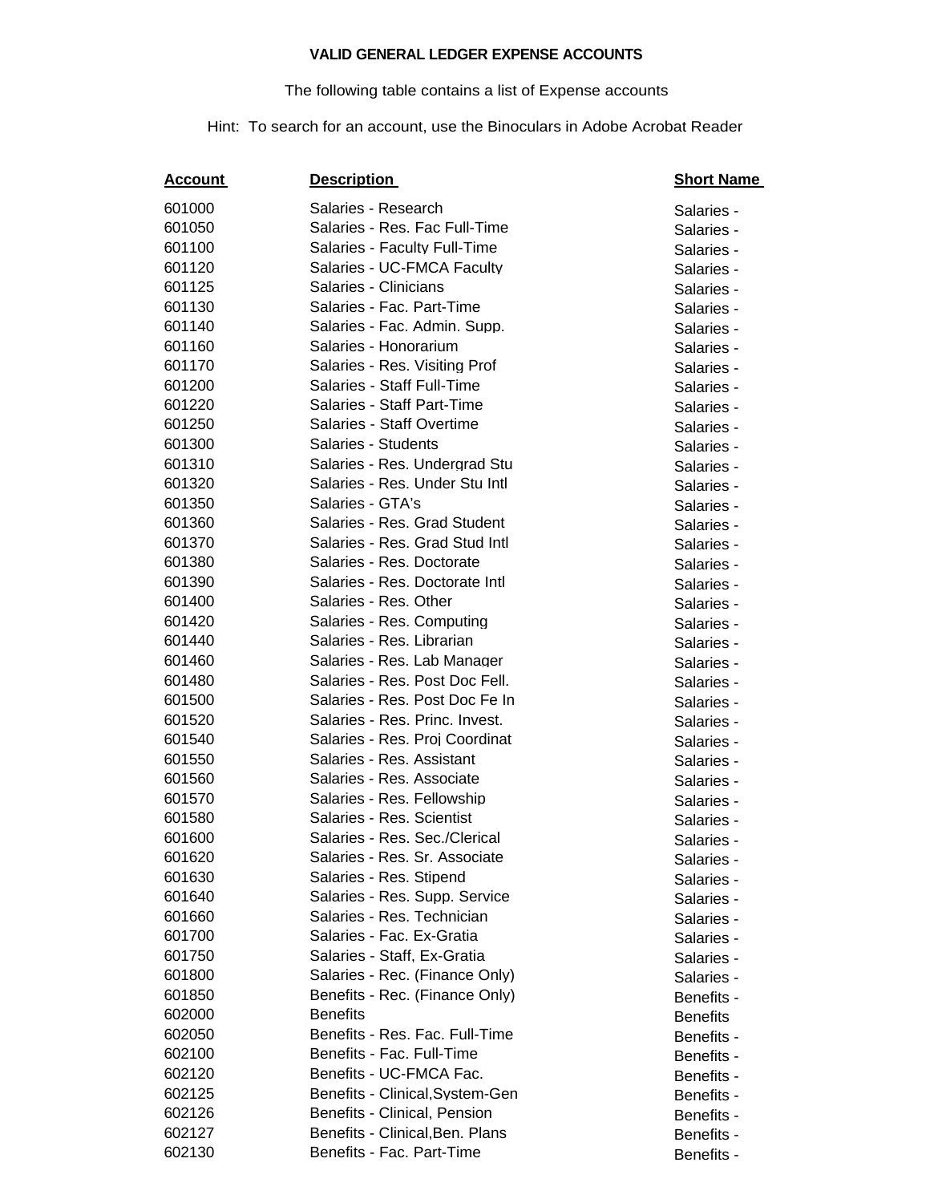**VALID GENERAL LEDGER EXPENSE ACCOUNTS**

The following table contains a list of Expense accounts

Hint: To search for an account, use the Binoculars in Adobe Acrobat Reader

| Account | Description | Short Name |
|---|---|---|
| 601000 | Salaries - Research | Salaries - |
| 601050 | Salaries - Res. Fac Full-Time | Salaries - |
| 601100 | Salaries - Faculty Full-Time | Salaries - |
| 601120 | Salaries - UC-FMCA Faculty | Salaries - |
| 601125 | Salaries - Clinicians | Salaries - |
| 601130 | Salaries - Fac. Part-Time | Salaries - |
| 601140 | Salaries - Fac. Admin. Supp. | Salaries - |
| 601160 | Salaries - Honorarium | Salaries - |
| 601170 | Salaries - Res. Visiting Prof | Salaries - |
| 601200 | Salaries - Staff Full-Time | Salaries - |
| 601220 | Salaries - Staff Part-Time | Salaries - |
| 601250 | Salaries - Staff Overtime | Salaries - |
| 601300 | Salaries - Students | Salaries - |
| 601310 | Salaries - Res. Undergrad Stu | Salaries - |
| 601320 | Salaries - Res. Under Stu Intl | Salaries - |
| 601350 | Salaries - GTA's | Salaries - |
| 601360 | Salaries - Res. Grad Student | Salaries - |
| 601370 | Salaries - Res. Grad Stud Intl | Salaries - |
| 601380 | Salaries - Res. Doctorate | Salaries - |
| 601390 | Salaries - Res. Doctorate Intl | Salaries - |
| 601400 | Salaries - Res. Other | Salaries - |
| 601420 | Salaries - Res. Computing | Salaries - |
| 601440 | Salaries - Res. Librarian | Salaries - |
| 601460 | Salaries - Res. Lab Manager | Salaries - |
| 601480 | Salaries - Res. Post Doc Fell. | Salaries - |
| 601500 | Salaries - Res. Post Doc Fe In | Salaries - |
| 601520 | Salaries - Res. Princ. Invest. | Salaries - |
| 601540 | Salaries - Res. Proj Coordinat | Salaries - |
| 601550 | Salaries - Res. Assistant | Salaries - |
| 601560 | Salaries - Res. Associate | Salaries - |
| 601570 | Salaries - Res. Fellowship | Salaries - |
| 601580 | Salaries - Res. Scientist | Salaries - |
| 601600 | Salaries - Res. Sec./Clerical | Salaries - |
| 601620 | Salaries - Res. Sr. Associate | Salaries - |
| 601630 | Salaries - Res. Stipend | Salaries - |
| 601640 | Salaries - Res. Supp. Service | Salaries - |
| 601660 | Salaries - Res. Technician | Salaries - |
| 601700 | Salaries - Fac. Ex-Gratia | Salaries - |
| 601750 | Salaries - Staff, Ex-Gratia | Salaries - |
| 601800 | Salaries - Rec. (Finance Only) | Salaries - |
| 601850 | Benefits - Rec. (Finance Only) | Benefits - |
| 602000 | Benefits | Benefits |
| 602050 | Benefits - Res. Fac. Full-Time | Benefits - |
| 602100 | Benefits - Fac. Full-Time | Benefits - |
| 602120 | Benefits - UC-FMCA Fac. | Benefits - |
| 602125 | Benefits - Clinical,System-Gen | Benefits - |
| 602126 | Benefits - Clinical, Pension | Benefits - |
| 602127 | Benefits - Clinical,Ben. Plans | Benefits - |
| 602130 | Benefits - Fac. Part-Time | Benefits - |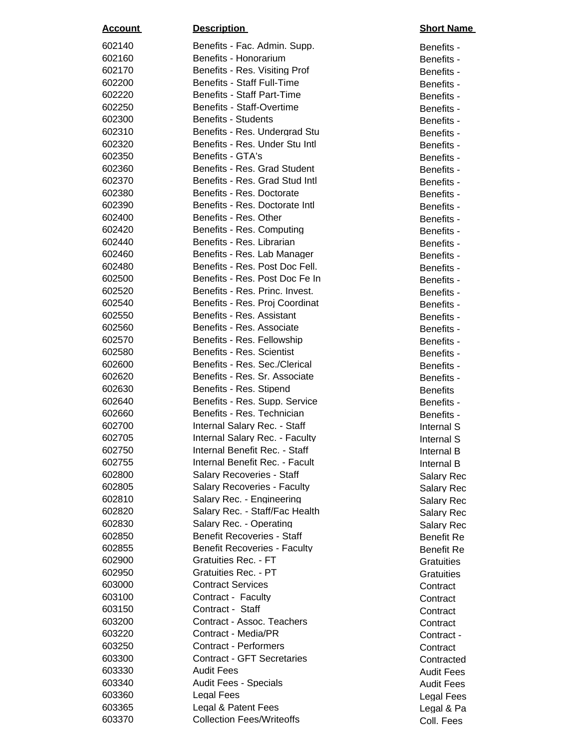| Account | Description | Short Name |
|---|---|---|
| 602140 | Benefits - Fac. Admin. Supp. | Benefits - |
| 602160 | Benefits - Honorarium | Benefits - |
| 602170 | Benefits - Res. Visiting Prof | Benefits - |
| 602200 | Benefits - Staff Full-Time | Benefits - |
| 602220 | Benefits - Staff Part-Time | Benefits - |
| 602250 | Benefits - Staff-Overtime | Benefits - |
| 602300 | Benefits - Students | Benefits - |
| 602310 | Benefits - Res. Undergrad Stu | Benefits - |
| 602320 | Benefits - Res. Under Stu Intl | Benefits - |
| 602350 | Benefits - GTA's | Benefits - |
| 602360 | Benefits - Res. Grad Student | Benefits - |
| 602370 | Benefits - Res. Grad Stud Intl | Benefits - |
| 602380 | Benefits - Res. Doctorate | Benefits - |
| 602390 | Benefits - Res. Doctorate Intl | Benefits - |
| 602400 | Benefits - Res. Other | Benefits - |
| 602420 | Benefits - Res. Computing | Benefits - |
| 602440 | Benefits - Res. Librarian | Benefits - |
| 602460 | Benefits - Res. Lab Manager | Benefits - |
| 602480 | Benefits - Res. Post Doc Fell. | Benefits - |
| 602500 | Benefits - Res. Post Doc Fe In | Benefits - |
| 602520 | Benefits - Res. Princ. Invest. | Benefits - |
| 602540 | Benefits - Res. Proj Coordinat | Benefits - |
| 602550 | Benefits - Res. Assistant | Benefits - |
| 602560 | Benefits - Res. Associate | Benefits - |
| 602570 | Benefits - Res. Fellowship | Benefits - |
| 602580 | Benefits - Res. Scientist | Benefits - |
| 602600 | Benefits - Res. Sec./Clerical | Benefits - |
| 602620 | Benefits - Res. Sr. Associate | Benefits - |
| 602630 | Benefits - Res. Stipend | Benefits |
| 602640 | Benefits - Res. Supp. Service | Benefits - |
| 602660 | Benefits - Res. Technician | Benefits - |
| 602700 | Internal Salary Rec. - Staff | Internal S |
| 602705 | Internal Salary Rec. - Faculty | Internal S |
| 602750 | Internal Benefit Rec. - Staff | Internal B |
| 602755 | Internal Benefit Rec. - Facult | Internal B |
| 602800 | Salary Recoveries - Staff | Salary Rec |
| 602805 | Salary Recoveries - Faculty | Salary Rec |
| 602810 | Salary Rec. - Engineering | Salary Rec |
| 602820 | Salary Rec. - Staff/Fac Health | Salary Rec |
| 602830 | Salary Rec. - Operating | Salary Rec |
| 602850 | Benefit Recoveries - Staff | Benefit Re |
| 602855 | Benefit Recoveries - Faculty | Benefit Re |
| 602900 | Gratuities Rec. - FT | Gratuities |
| 602950 | Gratuities Rec. - PT | Gratuities |
| 603000 | Contract Services | Contract |
| 603100 | Contract - Faculty | Contract |
| 603150 | Contract - Staff | Contract |
| 603200 | Contract - Assoc. Teachers | Contract |
| 603220 | Contract - Media/PR | Contract - |
| 603250 | Contract - Performers | Contract |
| 603300 | Contract - GFT Secretaries | Contracted |
| 603330 | Audit Fees | Audit Fees |
| 603340 | Audit Fees - Specials | Audit Fees |
| 603360 | Legal Fees | Legal Fees |
| 603365 | Legal & Patent Fees | Legal & Pa |
| 603370 | Collection Fees/Writeoffs | Coll. Fees |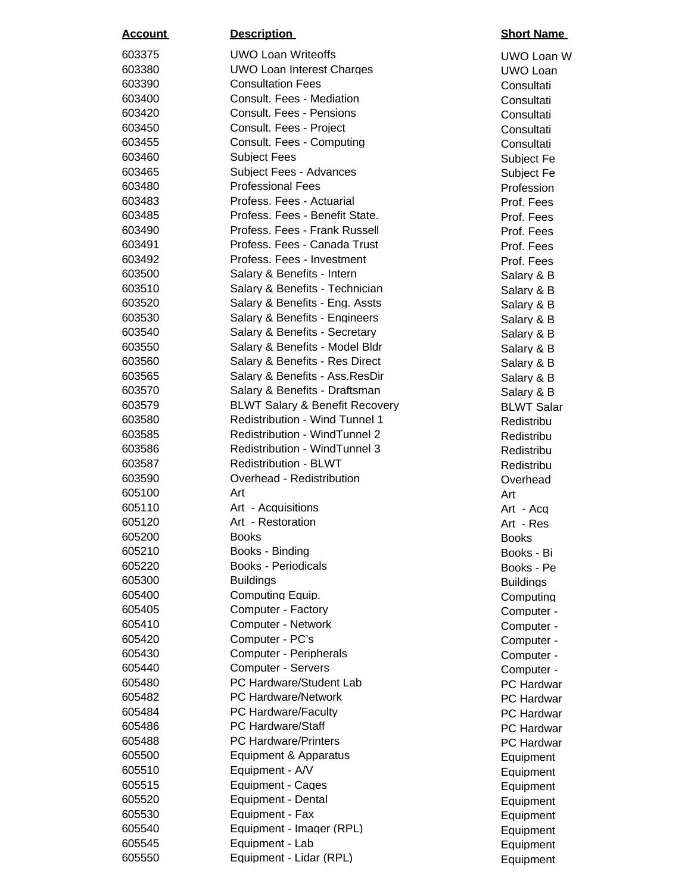| Account | Description | Short Name |
| --- | --- | --- |
| 603375 | UWO Loan Writeoffs | UWO Loan W |
| 603380 | UWO Loan Interest Charges | UWO Loan |
| 603390 | Consultation Fees | Consultati |
| 603400 | Consult. Fees - Mediation | Consultati |
| 603420 | Consult. Fees - Pensions | Consultati |
| 603450 | Consult. Fees - Project | Consultati |
| 603455 | Consult. Fees - Computing | Consultati |
| 603460 | Subject Fees | Subject Fe |
| 603465 | Subject Fees - Advances | Subject Fe |
| 603480 | Professional Fees | Profession |
| 603483 | Profess. Fees - Actuarial | Prof. Fees |
| 603485 | Profess. Fees - Benefit State. | Prof. Fees |
| 603490 | Profess. Fees - Frank Russell | Prof. Fees |
| 603491 | Profess. Fees - Canada Trust | Prof. Fees |
| 603492 | Profess. Fees - Investment | Prof. Fees |
| 603500 | Salary & Benefits - Intern | Salary & B |
| 603510 | Salary & Benefits - Technician | Salary & B |
| 603520 | Salary & Benefits - Eng. Assts | Salary & B |
| 603530 | Salary & Benefits - Engineers | Salary & B |
| 603540 | Salary & Benefits - Secretary | Salary & B |
| 603550 | Salary & Benefits - Model Bldr | Salary & B |
| 603560 | Salary & Benefits - Res Direct | Salary & B |
| 603565 | Salary & Benefits - Ass.ResDir | Salary & B |
| 603570 | Salary & Benefits - Draftsman | Salary & B |
| 603579 | BLWT Salary & Benefit Recovery | BLWT Salar |
| 603580 | Redistribution - Wind Tunnel 1 | Redistribu |
| 603585 | Redistribution - WindTunnel 2 | Redistribu |
| 603586 | Redistribution - WindTunnel 3 | Redistribu |
| 603587 | Redistribution - BLWT | Redistribu |
| 603590 | Overhead - Redistribution | Overhead |
| 605100 | Art | Art |
| 605110 | Art - Acquisitions | Art - Acq |
| 605120 | Art - Restoration | Art - Res |
| 605200 | Books | Books |
| 605210 | Books - Binding | Books - Bi |
| 605220 | Books - Periodicals | Books - Pe |
| 605300 | Buildings | Buildings |
| 605400 | Computing Equip. | Computing |
| 605405 | Computer - Factory | Computer - |
| 605410 | Computer - Network | Computer - |
| 605420 | Computer - PC's | Computer - |
| 605430 | Computer - Peripherals | Computer - |
| 605440 | Computer - Servers | Computer - |
| 605480 | PC Hardware/Student Lab | PC Hardwar |
| 605482 | PC Hardware/Network | PC Hardwar |
| 605484 | PC Hardware/Faculty | PC Hardwar |
| 605486 | PC Hardware/Staff | PC Hardwar |
| 605488 | PC Hardware/Printers | PC Hardwar |
| 605500 | Equipment & Apparatus | Equipment |
| 605510 | Equipment - A/V | Equipment |
| 605515 | Equipment - Cages | Equipment |
| 605520 | Equipment - Dental | Equipment |
| 605530 | Equipment - Fax | Equipment |
| 605540 | Equipment - Imager (RPL) | Equipment |
| 605545 | Equipment - Lab | Equipment |
| 605550 | Equipment - Lidar (RPL) | Equipment |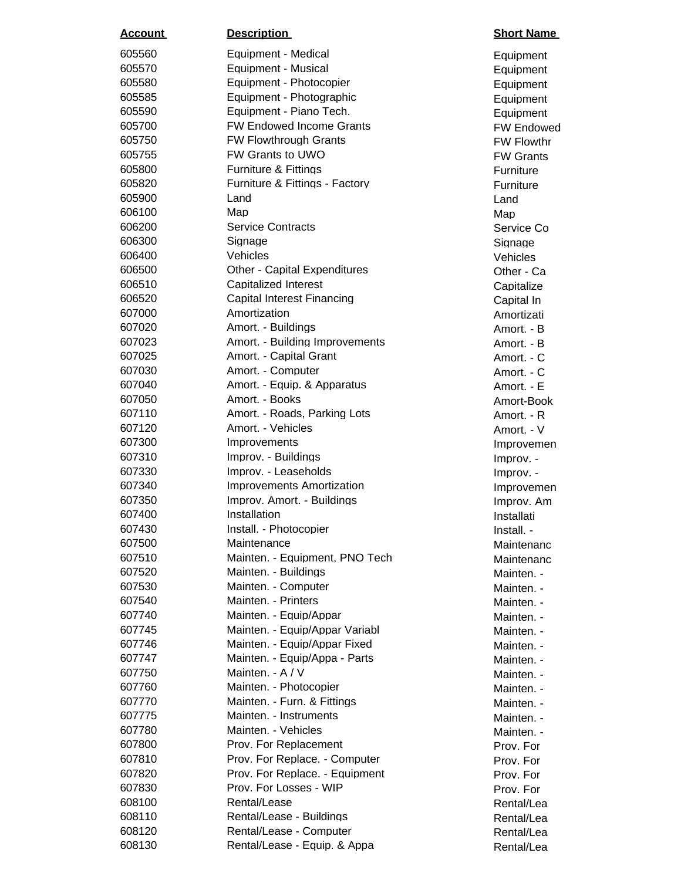| Account | Description | Short Name |
|---|---|---|
| 605560 | Equipment - Medical | Equipment |
| 605570 | Equipment - Musical | Equipment |
| 605580 | Equipment - Photocopier | Equipment |
| 605585 | Equipment - Photographic | Equipment |
| 605590 | Equipment - Piano Tech. | Equipment |
| 605700 | FW Endowed Income Grants | FW Endowed |
| 605750 | FW Flowthrough Grants | FW Flowthr |
| 605755 | FW Grants to UWO | FW Grants |
| 605800 | Furniture & Fittings | Furniture |
| 605820 | Furniture & Fittings - Factory | Furniture |
| 605900 | Land | Land |
| 606100 | Map | Map |
| 606200 | Service Contracts | Service Co |
| 606300 | Signage | Signage |
| 606400 | Vehicles | Vehicles |
| 606500 | Other - Capital Expenditures | Other - Ca |
| 606510 | Capitalized Interest | Capitalize |
| 606520 | Capital Interest Financing | Capital In |
| 607000 | Amortization | Amortizati |
| 607020 | Amort. - Buildings | Amort. - B |
| 607023 | Amort. - Building Improvements | Amort. - B |
| 607025 | Amort. - Capital Grant | Amort. - C |
| 607030 | Amort. - Computer | Amort. - C |
| 607040 | Amort. - Equip. & Apparatus | Amort. - E |
| 607050 | Amort. - Books | Amort-Book |
| 607110 | Amort. - Roads, Parking Lots | Amort. - R |
| 607120 | Amort. - Vehicles | Amort. - V |
| 607300 | Improvements | Improvemen |
| 607310 | Improv. - Buildings | Improv. - |
| 607330 | Improv. - Leaseholds | Improv. - |
| 607340 | Improvements Amortization | Improvemen |
| 607350 | Improv. Amort. - Buildings | Improv. Am |
| 607400 | Installation | Installati |
| 607430 | Install. - Photocopier | Install. - |
| 607500 | Maintenance | Maintenanc |
| 607510 | Mainten. - Equipment, PNO Tech | Maintenanc |
| 607520 | Mainten. - Buildings | Mainten. - |
| 607530 | Mainten. - Computer | Mainten. - |
| 607540 | Mainten. - Printers | Mainten. - |
| 607740 | Mainten. - Equip/Appar | Mainten. - |
| 607745 | Mainten. - Equip/Appar Variabl | Mainten. - |
| 607746 | Mainten. - Equip/Appar Fixed | Mainten. - |
| 607747 | Mainten. - Equip/Appa - Parts | Mainten. - |
| 607750 | Mainten. - A / V | Mainten. - |
| 607760 | Mainten. - Photocopier | Mainten. - |
| 607770 | Mainten. - Furn. & Fittings | Mainten. - |
| 607775 | Mainten. - Instruments | Mainten. - |
| 607780 | Mainten. - Vehicles | Mainten. - |
| 607800 | Prov. For Replacement | Prov. For |
| 607810 | Prov. For Replace. - Computer | Prov. For |
| 607820 | Prov. For Replace. - Equipment | Prov. For |
| 607830 | Prov. For Losses - WIP | Prov. For |
| 608100 | Rental/Lease | Rental/Lea |
| 608110 | Rental/Lease - Buildings | Rental/Lea |
| 608120 | Rental/Lease - Computer | Rental/Lea |
| 608130 | Rental/Lease - Equip. & Appa | Rental/Lea |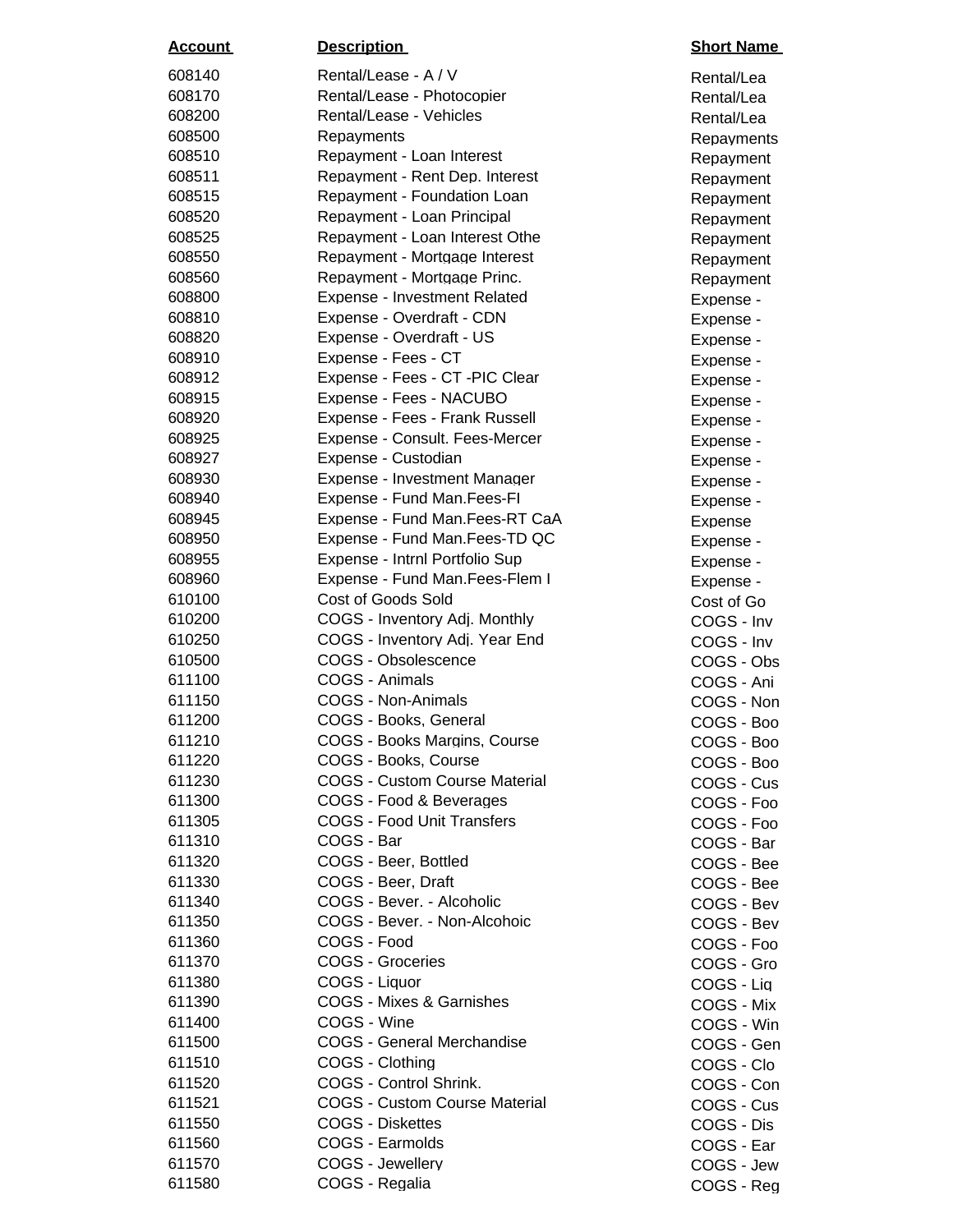| **Account** | **Description** | **Short Name** |
|---|---|---|
| 608140 | Rental/Lease - A / V | Rental/Lea |
| 608170 | Rental/Lease - Photocopier | Rental/Lea |
| 608200 | Rental/Lease - Vehicles | Rental/Lea |
| 608500 | Repayments | Repayments |
| 608510 | Repayment - Loan Interest | Repayment |
| 608511 | Repayment - Rent Dep. Interest | Repayment |
| 608515 | Repayment - Foundation Loan | Repayment |
| 608520 | Repayment - Loan Principal | Repayment |
| 608525 | Repayment - Loan Interest Othe | Repayment |
| 608550 | Repayment - Mortgage Interest | Repayment |
| 608560 | Repayment - Mortgage Princ. | Repayment |
| 608800 | Expense - Investment Related | Expense - |
| 608810 | Expense - Overdraft - CDN | Expense - |
| 608820 | Expense - Overdraft - US | Expense - |
| 608910 | Expense - Fees - CT | Expense - |
| 608912 | Expense - Fees - CT -PIC Clear | Expense - |
| 608915 | Expense - Fees - NACUBO | Expense - |
| 608920 | Expense - Fees - Frank Russell | Expense - |
| 608925 | Expense - Consult. Fees-Mercer | Expense - |
| 608927 | Expense - Custodian | Expense - |
| 608930 | Expense - Investment Manager | Expense - |
| 608940 | Expense - Fund Man.Fees-FI | Expense - |
| 608945 | Expense - Fund Man.Fees-RT CaA | Expense |
| 608950 | Expense - Fund Man.Fees-TD QC | Expense - |
| 608955 | Expense - Intrnl Portfolio Sup | Expense - |
| 608960 | Expense - Fund Man.Fees-Flem I | Expense - |
| 610100 | Cost of Goods Sold | Cost of Go |
| 610200 | COGS - Inventory Adj. Monthly | COGS - Inv |
| 610250 | COGS - Inventory Adj. Year End | COGS - Inv |
| 610500 | COGS - Obsolescence | COGS - Obs |
| 611100 | COGS - Animals | COGS - Ani |
| 611150 | COGS - Non-Animals | COGS - Non |
| 611200 | COGS - Books, General | COGS - Boo |
| 611210 | COGS - Books Margins, Course | COGS - Boo |
| 611220 | COGS - Books, Course | COGS - Boo |
| 611230 | COGS - Custom Course Material | COGS - Cus |
| 611300 | COGS - Food & Beverages | COGS - Foo |
| 611305 | COGS - Food Unit Transfers | COGS - Foo |
| 611310 | COGS - Bar | COGS - Bar |
| 611320 | COGS - Beer, Bottled | COGS - Bee |
| 611330 | COGS - Beer, Draft | COGS - Bee |
| 611340 | COGS - Bever. - Alcoholic | COGS - Bev |
| 611350 | COGS - Bever. - Non-Alcohoic | COGS - Bev |
| 611360 | COGS - Food | COGS - Foo |
| 611370 | COGS - Groceries | COGS - Gro |
| 611380 | COGS - Liquor | COGS - Liq |
| 611390 | COGS - Mixes & Garnishes | COGS - Mix |
| 611400 | COGS - Wine | COGS - Win |
| 611500 | COGS - General Merchandise | COGS - Gen |
| 611510 | COGS - Clothing | COGS - Clo |
| 611520 | COGS - Control Shrink. | COGS - Con |
| 611521 | COGS - Custom Course Material | COGS - Cus |
| 611550 | COGS - Diskettes | COGS - Dis |
| 611560 | COGS - Earmolds | COGS - Ear |
| 611570 | COGS - Jewellery | COGS - Jew |
| 611580 | COGS - Regalia | COGS - Reg |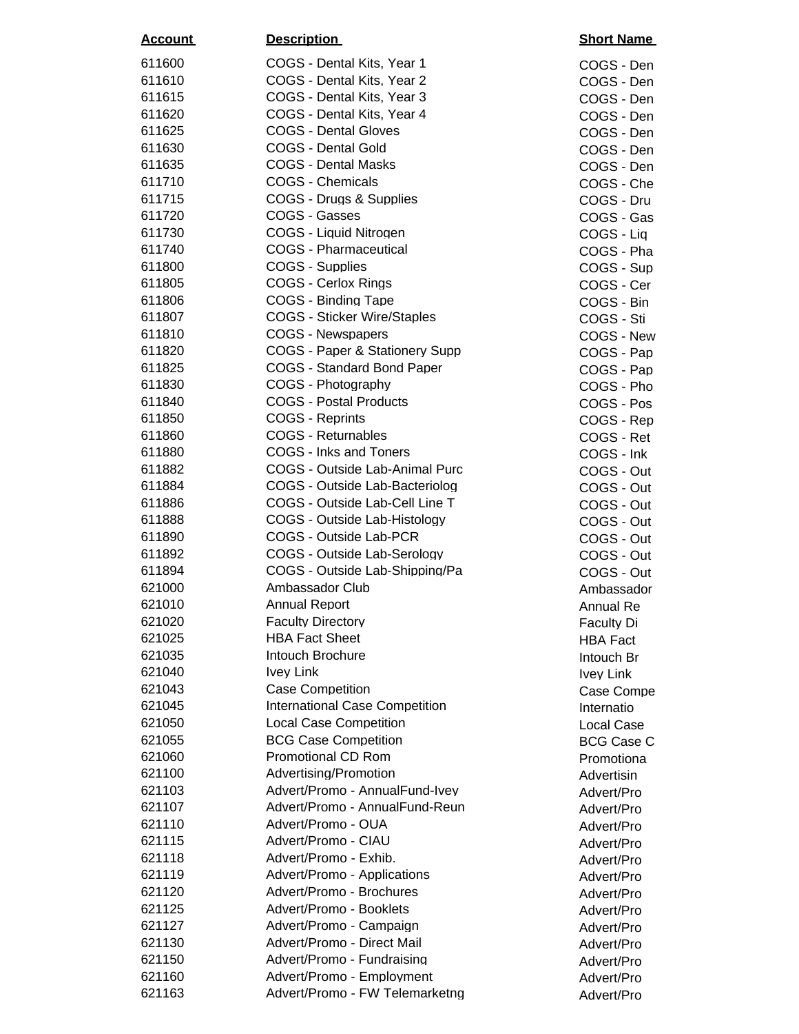| Account | Description | Short Name |
|---|---|---|
| 611600 | COGS - Dental Kits, Year 1 | COGS - Den |
| 611610 | COGS - Dental Kits, Year 2 | COGS - Den |
| 611615 | COGS - Dental Kits, Year 3 | COGS - Den |
| 611620 | COGS - Dental Kits, Year 4 | COGS - Den |
| 611625 | COGS - Dental Gloves | COGS - Den |
| 611630 | COGS - Dental Gold | COGS - Den |
| 611635 | COGS - Dental Masks | COGS - Den |
| 611710 | COGS - Chemicals | COGS - Che |
| 611715 | COGS - Drugs & Supplies | COGS - Dru |
| 611720 | COGS - Gasses | COGS - Gas |
| 611730 | COGS - Liquid Nitrogen | COGS - Liq |
| 611740 | COGS - Pharmaceutical | COGS - Pha |
| 611800 | COGS - Supplies | COGS - Sup |
| 611805 | COGS - Cerlox Rings | COGS - Cer |
| 611806 | COGS - Binding Tape | COGS - Bin |
| 611807 | COGS - Sticker Wire/Staples | COGS - Sti |
| 611810 | COGS - Newspapers | COGS - New |
| 611820 | COGS - Paper & Stationery Supp | COGS - Pap |
| 611825 | COGS - Standard Bond Paper | COGS - Pap |
| 611830 | COGS - Photography | COGS - Pho |
| 611840 | COGS - Postal Products | COGS - Pos |
| 611850 | COGS - Reprints | COGS - Rep |
| 611860 | COGS - Returnables | COGS - Ret |
| 611880 | COGS - Inks and Toners | COGS - Ink |
| 611882 | COGS - Outside Lab-Animal Purc | COGS - Out |
| 611884 | COGS - Outside Lab-Bacteriolog | COGS - Out |
| 611886 | COGS - Outside Lab-Cell Line T | COGS - Out |
| 611888 | COGS - Outside Lab-Histology | COGS - Out |
| 611890 | COGS - Outside Lab-PCR | COGS - Out |
| 611892 | COGS - Outside Lab-Serology | COGS - Out |
| 611894 | COGS - Outside Lab-Shipping/Pa | COGS - Out |
| 621000 | Ambassador Club | Ambassador |
| 621010 | Annual Report | Annual Re |
| 621020 | Faculty Directory | Faculty Di |
| 621025 | HBA Fact Sheet | HBA Fact |
| 621035 | Intouch Brochure | Intouch Br |
| 621040 | Ivey Link | Ivey Link |
| 621043 | Case Competition | Case Compe |
| 621045 | International Case Competition | Internatio |
| 621050 | Local Case Competition | Local Case |
| 621055 | BCG Case Competition | BCG Case C |
| 621060 | Promotional CD Rom | Promotiona |
| 621100 | Advertising/Promotion | Advertisin |
| 621103 | Advert/Promo - AnnualFund-Ivey | Advert/Pro |
| 621107 | Advert/Promo - AnnualFund-Reun | Advert/Pro |
| 621110 | Advert/Promo - OUA | Advert/Pro |
| 621115 | Advert/Promo - CIAU | Advert/Pro |
| 621118 | Advert/Promo - Exhib. | Advert/Pro |
| 621119 | Advert/Promo - Applications | Advert/Pro |
| 621120 | Advert/Promo - Brochures | Advert/Pro |
| 621125 | Advert/Promo - Booklets | Advert/Pro |
| 621127 | Advert/Promo - Campaign | Advert/Pro |
| 621130 | Advert/Promo - Direct Mail | Advert/Pro |
| 621150 | Advert/Promo - Fundraising | Advert/Pro |
| 621160 | Advert/Promo - Employment | Advert/Pro |
| 621163 | Advert/Promo - FW Telemarketng | Advert/Pro |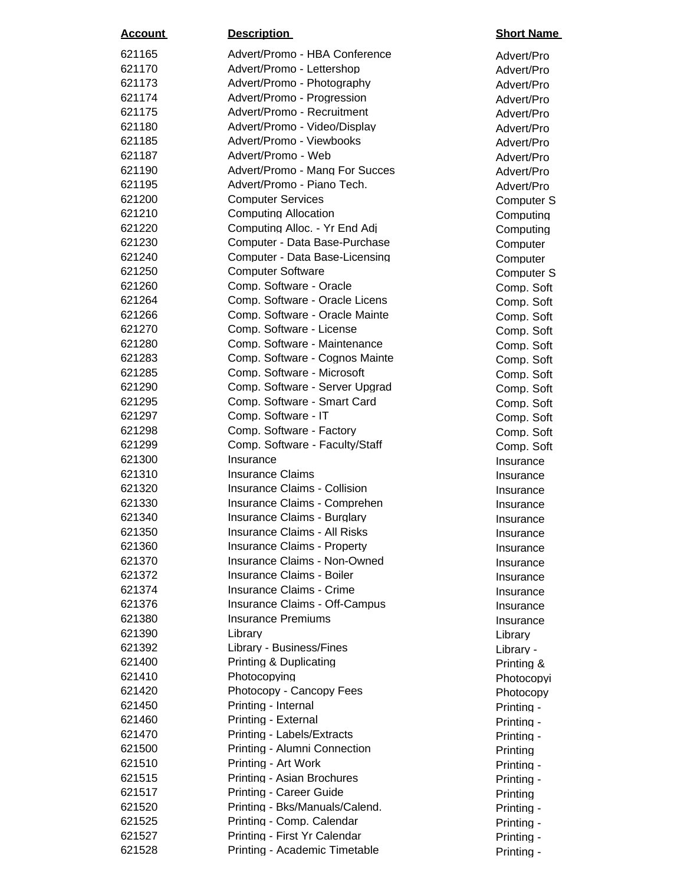| Account | Description | Short Name |
|---|---|---|
| 621165 | Advert/Promo - HBA Conference | Advert/Pro |
| 621170 | Advert/Promo - Lettershop | Advert/Pro |
| 621173 | Advert/Promo - Photography | Advert/Pro |
| 621174 | Advert/Promo - Progression | Advert/Pro |
| 621175 | Advert/Promo - Recruitment | Advert/Pro |
| 621180 | Advert/Promo - Video/Display | Advert/Pro |
| 621185 | Advert/Promo - Viewbooks | Advert/Pro |
| 621187 | Advert/Promo - Web | Advert/Pro |
| 621190 | Advert/Promo - Mang For Succes | Advert/Pro |
| 621195 | Advert/Promo - Piano Tech. | Advert/Pro |
| 621200 | Computer Services | Computer S |
| 621210 | Computing Allocation | Computing |
| 621220 | Computing Alloc. - Yr End Adj | Computing |
| 621230 | Computer - Data Base-Purchase | Computer |
| 621240 | Computer - Data Base-Licensing | Computer |
| 621250 | Computer Software | Computer S |
| 621260 | Comp. Software - Oracle | Comp. Soft |
| 621264 | Comp. Software - Oracle Licens | Comp. Soft |
| 621266 | Comp. Software - Oracle Mainte | Comp. Soft |
| 621270 | Comp. Software - License | Comp. Soft |
| 621280 | Comp. Software - Maintenance | Comp. Soft |
| 621283 | Comp. Software - Cognos Mainte | Comp. Soft |
| 621285 | Comp. Software - Microsoft | Comp. Soft |
| 621290 | Comp. Software - Server Upgrad | Comp. Soft |
| 621295 | Comp. Software - Smart Card | Comp. Soft |
| 621297 | Comp. Software - IT | Comp. Soft |
| 621298 | Comp. Software - Factory | Comp. Soft |
| 621299 | Comp. Software - Faculty/Staff | Comp. Soft |
| 621300 | Insurance | Insurance |
| 621310 | Insurance Claims | Insurance |
| 621320 | Insurance Claims - Collision | Insurance |
| 621330 | Insurance Claims - Comprehen | Insurance |
| 621340 | Insurance Claims - Burglary | Insurance |
| 621350 | Insurance Claims - All Risks | Insurance |
| 621360 | Insurance Claims - Property | Insurance |
| 621370 | Insurance Claims - Non-Owned | Insurance |
| 621372 | Insurance Claims - Boiler | Insurance |
| 621374 | Insurance Claims - Crime | Insurance |
| 621376 | Insurance Claims - Off-Campus | Insurance |
| 621380 | Insurance Premiums | Insurance |
| 621390 | Library | Library |
| 621392 | Library - Business/Fines | Library - |
| 621400 | Printing & Duplicating | Printing & |
| 621410 | Photocopying | Photocopyi |
| 621420 | Photocopy - Cancopy Fees | Photocopy |
| 621450 | Printing - Internal | Printing - |
| 621460 | Printing - External | Printing - |
| 621470 | Printing - Labels/Extracts | Printing - |
| 621500 | Printing - Alumni Connection | Printing |
| 621510 | Printing - Art Work | Printing - |
| 621515 | Printing - Asian Brochures | Printing - |
| 621517 | Printing - Career Guide | Printing |
| 621520 | Printing - Bks/Manuals/Calend. | Printing - |
| 621525 | Printing - Comp. Calendar | Printing - |
| 621527 | Printing - First Yr Calendar | Printing - |
| 621528 | Printing - Academic Timetable | Printing - |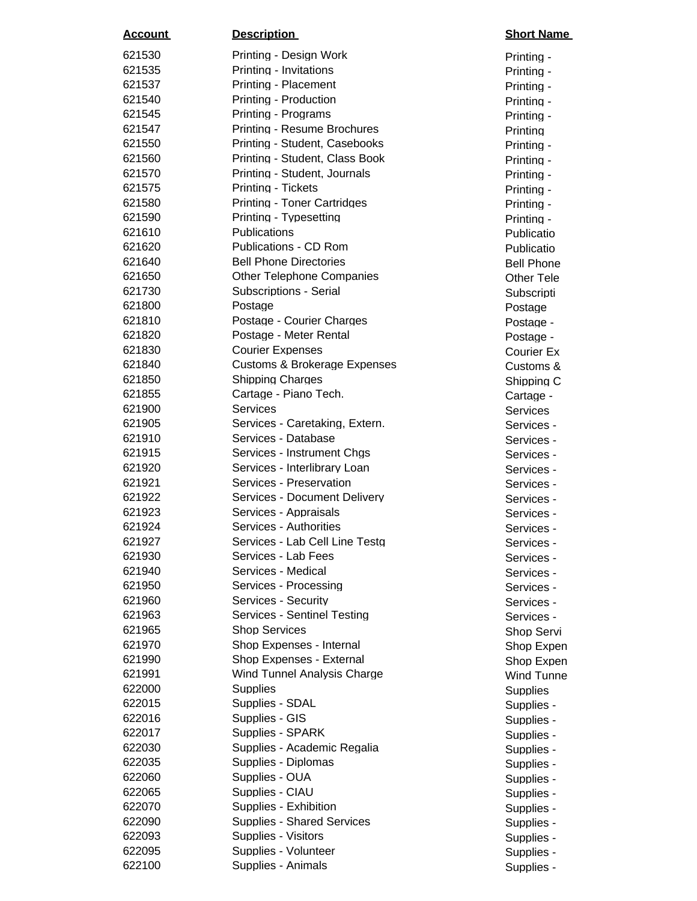| Account | Description | Short Name |
|---|---|---|
| 621530 | Printing - Design Work | Printing - |
| 621535 | Printing - Invitations | Printing - |
| 621537 | Printing - Placement | Printing - |
| 621540 | Printing - Production | Printing - |
| 621545 | Printing - Programs | Printing - |
| 621547 | Printing - Resume Brochures | Printing |
| 621550 | Printing - Student, Casebooks | Printing - |
| 621560 | Printing - Student, Class Book | Printing - |
| 621570 | Printing - Student, Journals | Printing - |
| 621575 | Printing - Tickets | Printing - |
| 621580 | Printing - Toner Cartridges | Printing - |
| 621590 | Printing - Typesetting | Printing - |
| 621610 | Publications | Publicatio |
| 621620 | Publications - CD Rom | Publicatio |
| 621640 | Bell Phone Directories | Bell Phone |
| 621650 | Other Telephone Companies | Other Tele |
| 621730 | Subscriptions - Serial | Subscripti |
| 621800 | Postage | Postage |
| 621810 | Postage - Courier Charges | Postage - |
| 621820 | Postage - Meter Rental | Postage - |
| 621830 | Courier Expenses | Courier Ex |
| 621840 | Customs & Brokerage Expenses | Customs & |
| 621850 | Shipping Charges | Shipping C |
| 621855 | Cartage - Piano Tech. | Cartage - |
| 621900 | Services | Services |
| 621905 | Services - Caretaking, Extern. | Services - |
| 621910 | Services - Database | Services - |
| 621915 | Services - Instrument Chgs | Services - |
| 621920 | Services - Interlibrary Loan | Services - |
| 621921 | Services - Preservation | Services - |
| 621922 | Services - Document Delivery | Services - |
| 621923 | Services - Appraisals | Services - |
| 621924 | Services - Authorities | Services - |
| 621927 | Services - Lab Cell Line Testg | Services - |
| 621930 | Services - Lab Fees | Services - |
| 621940 | Services - Medical | Services - |
| 621950 | Services - Processing | Services - |
| 621960 | Services - Security | Services - |
| 621963 | Services - Sentinel Testing | Services - |
| 621965 | Shop Services | Shop Servi |
| 621970 | Shop Expenses - Internal | Shop Expen |
| 621990 | Shop Expenses - External | Shop Expen |
| 621991 | Wind Tunnel Analysis Charge | Wind Tunne |
| 622000 | Supplies | Supplies |
| 622015 | Supplies - SDAL | Supplies - |
| 622016 | Supplies - GIS | Supplies - |
| 622017 | Supplies - SPARK | Supplies - |
| 622030 | Supplies - Academic Regalia | Supplies - |
| 622035 | Supplies - Diplomas | Supplies - |
| 622060 | Supplies - OUA | Supplies - |
| 622065 | Supplies - CIAU | Supplies - |
| 622070 | Supplies - Exhibition | Supplies - |
| 622090 | Supplies - Shared Services | Supplies - |
| 622093 | Supplies - Visitors | Supplies - |
| 622095 | Supplies - Volunteer | Supplies - |
| 622100 | Supplies - Animals | Supplies - |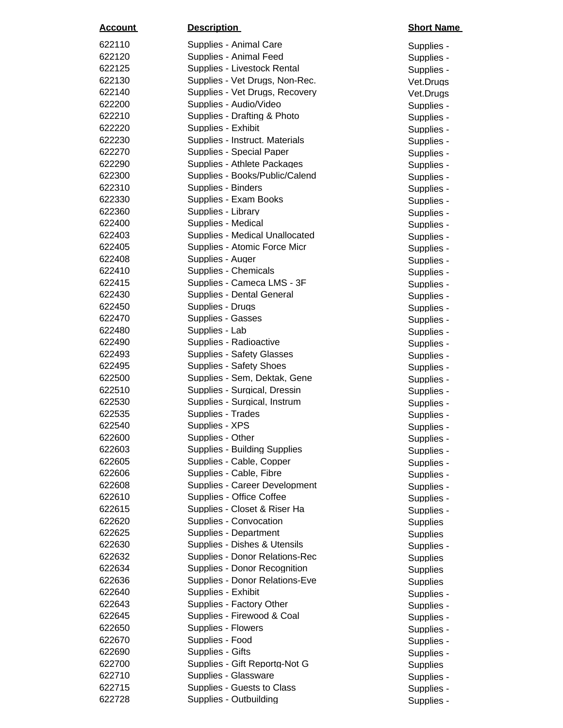| Account | Description | Short Name |
|---|---|---|
| 622110 | Supplies - Animal Care | Supplies - |
| 622120 | Supplies - Animal Feed | Supplies - |
| 622125 | Supplies - Livestock Rental | Supplies - |
| 622130 | Supplies - Vet Drugs, Non-Rec. | Vet.Drugs |
| 622140 | Supplies - Vet Drugs, Recovery | Vet.Drugs |
| 622200 | Supplies - Audio/Video | Supplies - |
| 622210 | Supplies - Drafting & Photo | Supplies - |
| 622220 | Supplies - Exhibit | Supplies - |
| 622230 | Supplies - Instruct. Materials | Supplies - |
| 622270 | Supplies - Special Paper | Supplies - |
| 622290 | Supplies - Athlete Packages | Supplies - |
| 622300 | Supplies - Books/Public/Calend | Supplies - |
| 622310 | Supplies - Binders | Supplies - |
| 622330 | Supplies - Exam Books | Supplies - |
| 622360 | Supplies - Library | Supplies - |
| 622400 | Supplies - Medical | Supplies - |
| 622403 | Supplies - Medical Unallocated | Supplies - |
| 622405 | Supplies - Atomic Force Micr | Supplies - |
| 622408 | Supplies - Auger | Supplies - |
| 622410 | Supplies - Chemicals | Supplies - |
| 622415 | Supplies - Cameca LMS - 3F | Supplies - |
| 622430 | Supplies - Dental General | Supplies - |
| 622450 | Supplies - Drugs | Supplies - |
| 622470 | Supplies - Gasses | Supplies - |
| 622480 | Supplies - Lab | Supplies - |
| 622490 | Supplies - Radioactive | Supplies - |
| 622493 | Supplies - Safety Glasses | Supplies - |
| 622495 | Supplies - Safety Shoes | Supplies - |
| 622500 | Supplies - Sem, Dektak, Gene | Supplies - |
| 622510 | Supplies - Surgical, Dressin | Supplies - |
| 622530 | Supplies - Surgical, Instrum | Supplies - |
| 622535 | Supplies - Trades | Supplies - |
| 622540 | Supplies - XPS | Supplies - |
| 622600 | Supplies - Other | Supplies - |
| 622603 | Supplies - Building Supplies | Supplies - |
| 622605 | Supplies - Cable, Copper | Supplies - |
| 622606 | Supplies - Cable, Fibre | Supplies - |
| 622608 | Supplies - Career Development | Supplies - |
| 622610 | Supplies - Office Coffee | Supplies - |
| 622615 | Supplies - Closet & Riser Ha | Supplies - |
| 622620 | Supplies - Convocation | Supplies |
| 622625 | Supplies - Department | Supplies |
| 622630 | Supplies - Dishes & Utensils | Supplies - |
| 622632 | Supplies - Donor Relations-Rec | Supplies |
| 622634 | Supplies - Donor Recognition | Supplies |
| 622636 | Supplies - Donor Relations-Eve | Supplies |
| 622640 | Supplies - Exhibit | Supplies - |
| 622643 | Supplies - Factory Other | Supplies - |
| 622645 | Supplies - Firewood & Coal | Supplies - |
| 622650 | Supplies - Flowers | Supplies - |
| 622670 | Supplies - Food | Supplies - |
| 622690 | Supplies - Gifts | Supplies - |
| 622700 | Supplies - Gift Reportg-Not G | Supplies |
| 622710 | Supplies - Glassware | Supplies - |
| 622715 | Supplies - Guests to Class | Supplies - |
| 622728 | Supplies - Outbuilding | Supplies - |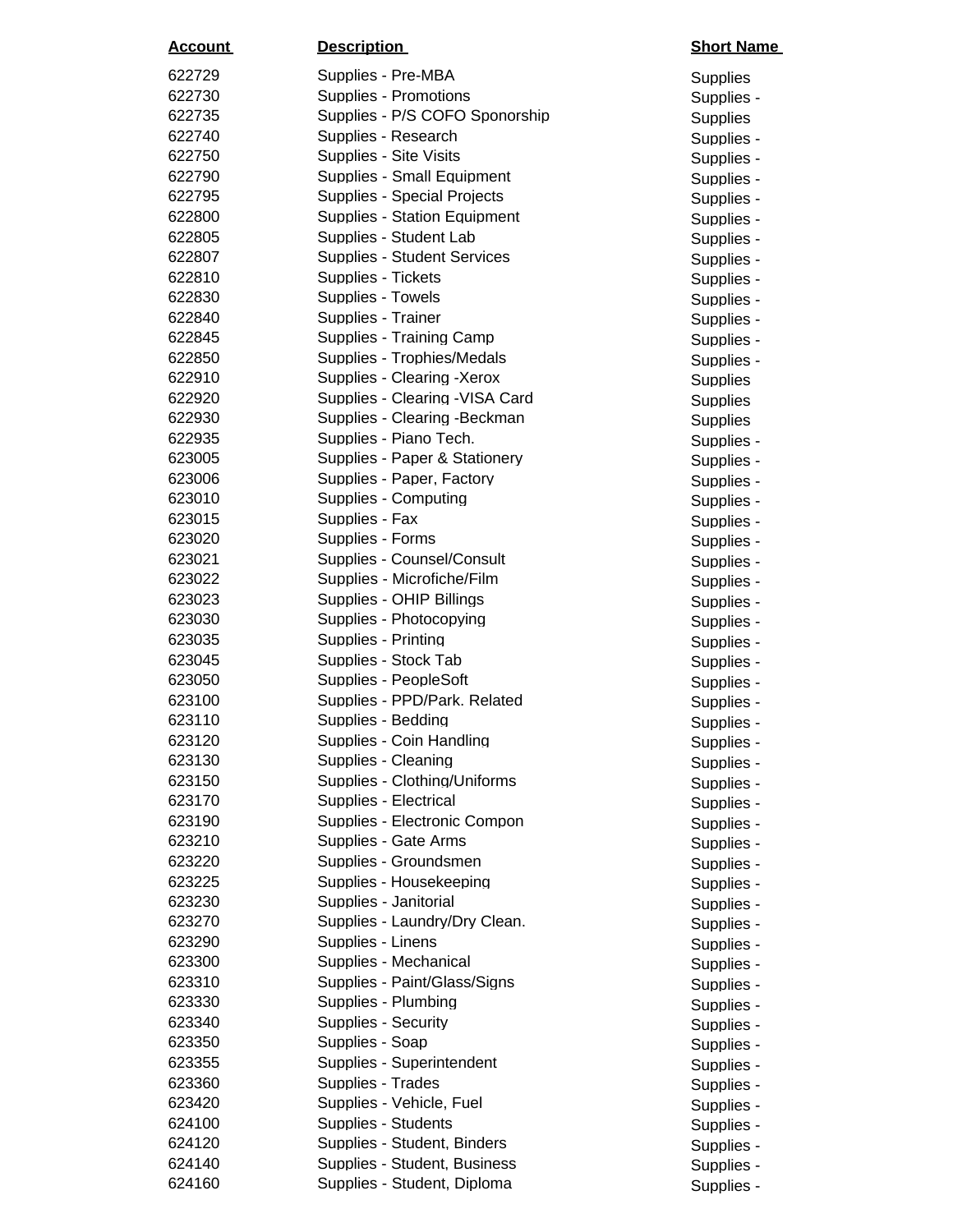| Account | Description | Short Name |
|---|---|---|
| 622729 | Supplies - Pre-MBA | Supplies |
| 622730 | Supplies - Promotions | Supplies - |
| 622735 | Supplies - P/S COFO Sponorship | Supplies |
| 622740 | Supplies - Research | Supplies - |
| 622750 | Supplies - Site Visits | Supplies - |
| 622790 | Supplies - Small Equipment | Supplies - |
| 622795 | Supplies - Special Projects | Supplies - |
| 622800 | Supplies - Station Equipment | Supplies - |
| 622805 | Supplies - Student Lab | Supplies - |
| 622807 | Supplies - Student Services | Supplies - |
| 622810 | Supplies - Tickets | Supplies - |
| 622830 | Supplies - Towels | Supplies - |
| 622840 | Supplies - Trainer | Supplies - |
| 622845 | Supplies - Training Camp | Supplies - |
| 622850 | Supplies - Trophies/Medals | Supplies - |
| 622910 | Supplies - Clearing -Xerox | Supplies |
| 622920 | Supplies - Clearing -VISA Card | Supplies |
| 622930 | Supplies - Clearing -Beckman | Supplies |
| 622935 | Supplies - Piano Tech. | Supplies - |
| 623005 | Supplies - Paper & Stationery | Supplies - |
| 623006 | Supplies - Paper, Factory | Supplies - |
| 623010 | Supplies - Computing | Supplies - |
| 623015 | Supplies - Fax | Supplies - |
| 623020 | Supplies - Forms | Supplies - |
| 623021 | Supplies - Counsel/Consult | Supplies - |
| 623022 | Supplies - Microfiche/Film | Supplies - |
| 623023 | Supplies - OHIP Billings | Supplies - |
| 623030 | Supplies - Photocopying | Supplies - |
| 623035 | Supplies - Printing | Supplies - |
| 623045 | Supplies - Stock Tab | Supplies - |
| 623050 | Supplies - PeopleSoft | Supplies - |
| 623100 | Supplies - PPD/Park. Related | Supplies - |
| 623110 | Supplies - Bedding | Supplies - |
| 623120 | Supplies - Coin Handling | Supplies - |
| 623130 | Supplies - Cleaning | Supplies - |
| 623150 | Supplies - Clothing/Uniforms | Supplies - |
| 623170 | Supplies - Electrical | Supplies - |
| 623190 | Supplies - Electronic Compon | Supplies - |
| 623210 | Supplies - Gate Arms | Supplies - |
| 623220 | Supplies - Groundsmen | Supplies - |
| 623225 | Supplies - Housekeeping | Supplies - |
| 623230 | Supplies - Janitorial | Supplies - |
| 623270 | Supplies - Laundry/Dry Clean. | Supplies - |
| 623290 | Supplies - Linens | Supplies - |
| 623300 | Supplies - Mechanical | Supplies - |
| 623310 | Supplies - Paint/Glass/Signs | Supplies - |
| 623330 | Supplies - Plumbing | Supplies - |
| 623340 | Supplies - Security | Supplies - |
| 623350 | Supplies - Soap | Supplies - |
| 623355 | Supplies - Superintendent | Supplies - |
| 623360 | Supplies - Trades | Supplies - |
| 623420 | Supplies - Vehicle, Fuel | Supplies - |
| 624100 | Supplies - Students | Supplies - |
| 624120 | Supplies - Student, Binders | Supplies - |
| 624140 | Supplies - Student, Business | Supplies - |
| 624160 | Supplies - Student, Diploma | Supplies - |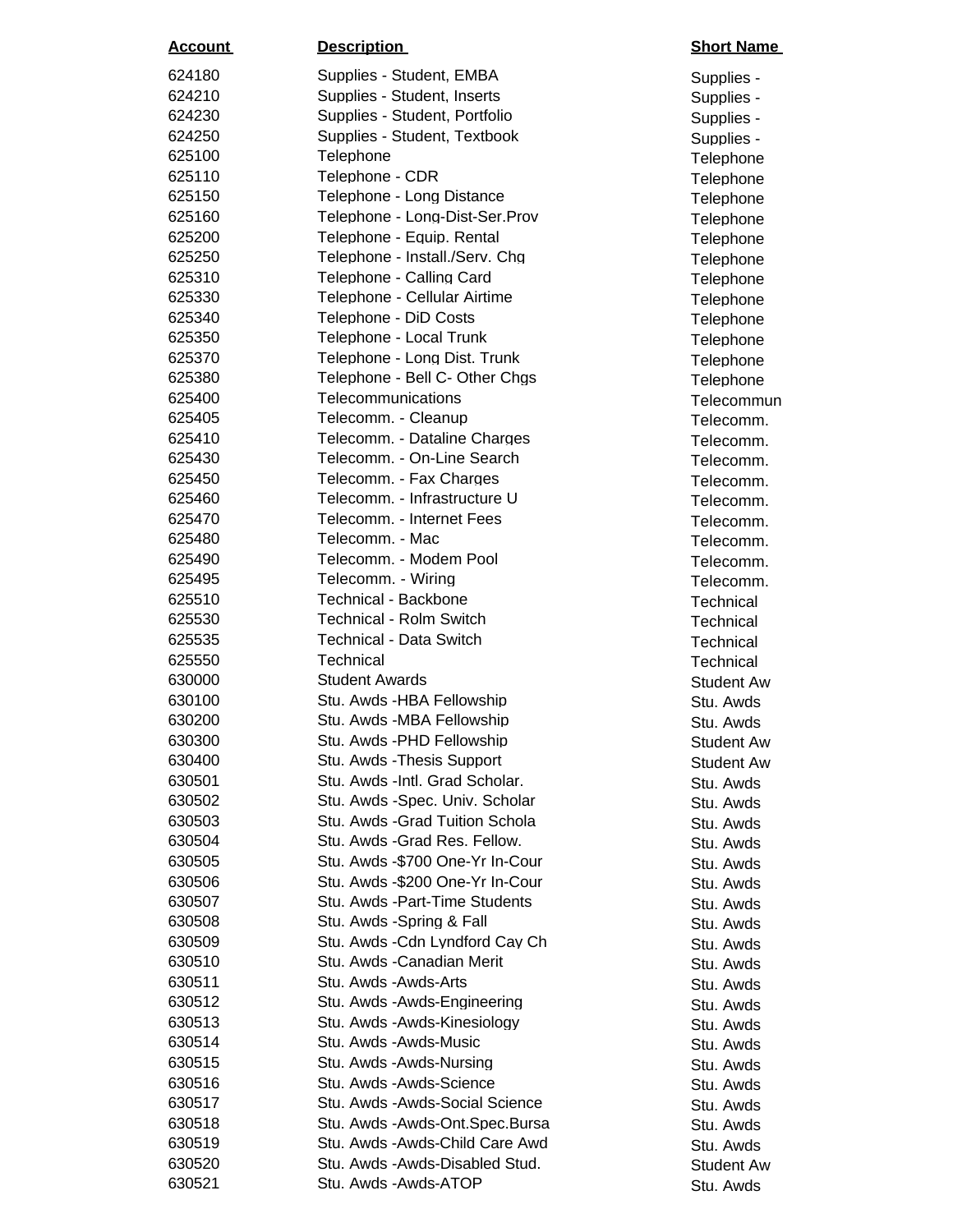| Account | Description | Short Name |
|---|---|---|
| 624180 | Supplies - Student, EMBA | Supplies - |
| 624210 | Supplies - Student, Inserts | Supplies - |
| 624230 | Supplies - Student, Portfolio | Supplies - |
| 624250 | Supplies - Student, Textbook | Supplies - |
| 625100 | Telephone | Telephone |
| 625110 | Telephone - CDR | Telephone |
| 625150 | Telephone - Long Distance | Telephone |
| 625160 | Telephone - Long-Dist-Ser.Prov | Telephone |
| 625200 | Telephone - Equip. Rental | Telephone |
| 625250 | Telephone - Install./Serv. Chg | Telephone |
| 625310 | Telephone - Calling Card | Telephone |
| 625330 | Telephone - Cellular Airtime | Telephone |
| 625340 | Telephone - DiD Costs | Telephone |
| 625350 | Telephone - Local Trunk | Telephone |
| 625370 | Telephone - Long Dist. Trunk | Telephone |
| 625380 | Telephone - Bell C- Other Chgs | Telephone |
| 625400 | Telecommunications | Telecommun |
| 625405 | Telecomm. - Cleanup | Telecomm. |
| 625410 | Telecomm. - Dataline Charges | Telecomm. |
| 625430 | Telecomm. - On-Line Search | Telecomm. |
| 625450 | Telecomm. - Fax Charges | Telecomm. |
| 625460 | Telecomm. - Infrastructure U | Telecomm. |
| 625470 | Telecomm. - Internet Fees | Telecomm. |
| 625480 | Telecomm. - Mac | Telecomm. |
| 625490 | Telecomm. - Modem Pool | Telecomm. |
| 625495 | Telecomm. - Wiring | Telecomm. |
| 625510 | Technical - Backbone | Technical |
| 625530 | Technical - Rolm Switch | Technical |
| 625535 | Technical - Data Switch | Technical |
| 625550 | Technical | Technical |
| 630000 | Student Awards | Student Aw |
| 630100 | Stu. Awds -HBA Fellowship | Stu. Awds |
| 630200 | Stu. Awds -MBA Fellowship | Stu. Awds |
| 630300 | Stu. Awds -PHD Fellowship | Student Aw |
| 630400 | Stu. Awds -Thesis Support | Student Aw |
| 630501 | Stu. Awds -Intl. Grad Scholar. | Stu. Awds |
| 630502 | Stu. Awds -Spec. Univ. Scholar | Stu. Awds |
| 630503 | Stu. Awds -Grad Tuition Schola | Stu. Awds |
| 630504 | Stu. Awds -Grad Res. Fellow. | Stu. Awds |
| 630505 | Stu. Awds -$700 One-Yr In-Cour | Stu. Awds |
| 630506 | Stu. Awds -$200 One-Yr In-Cour | Stu. Awds |
| 630507 | Stu. Awds -Part-Time Students | Stu. Awds |
| 630508 | Stu. Awds -Spring & Fall | Stu. Awds |
| 630509 | Stu. Awds -Cdn Lyndford Cay Ch | Stu. Awds |
| 630510 | Stu. Awds -Canadian Merit | Stu. Awds |
| 630511 | Stu. Awds -Awds-Arts | Stu. Awds |
| 630512 | Stu. Awds -Awds-Engineering | Stu. Awds |
| 630513 | Stu. Awds -Awds-Kinesiology | Stu. Awds |
| 630514 | Stu. Awds -Awds-Music | Stu. Awds |
| 630515 | Stu. Awds -Awds-Nursing | Stu. Awds |
| 630516 | Stu. Awds -Awds-Science | Stu. Awds |
| 630517 | Stu. Awds -Awds-Social Science | Stu. Awds |
| 630518 | Stu. Awds -Awds-Ont.Spec.Bursa | Stu. Awds |
| 630519 | Stu. Awds -Awds-Child Care Awd | Stu. Awds |
| 630520 | Stu. Awds -Awds-Disabled Stud. | Student Aw |
| 630521 | Stu. Awds -Awds-ATOP | Stu. Awds |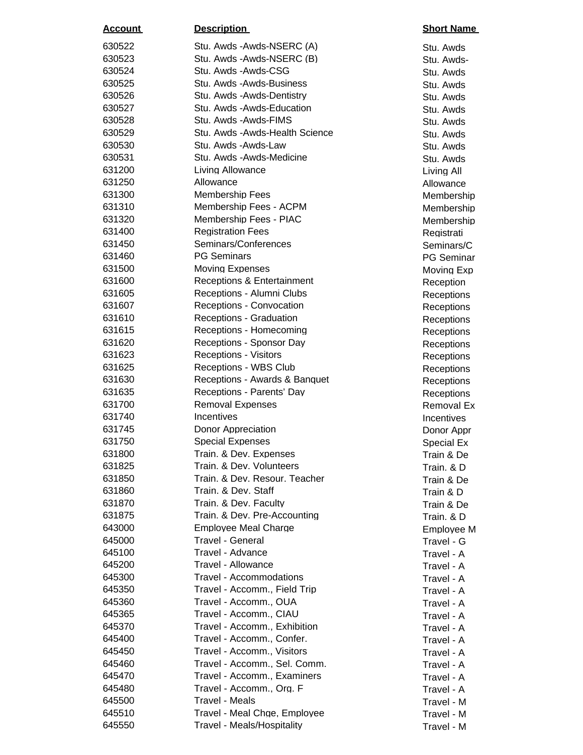| Account | Description | Short Name |
|---|---|---|
| 630522 | Stu. Awds -Awds-NSERC (A) | Stu. Awds |
| 630523 | Stu. Awds -Awds-NSERC (B) | Stu. Awds- |
| 630524 | Stu. Awds -Awds-CSG | Stu. Awds |
| 630525 | Stu. Awds -Awds-Business | Stu. Awds |
| 630526 | Stu. Awds -Awds-Dentistry | Stu. Awds |
| 630527 | Stu. Awds -Awds-Education | Stu. Awds |
| 630528 | Stu. Awds -Awds-FIMS | Stu. Awds |
| 630529 | Stu. Awds -Awds-Health Science | Stu. Awds |
| 630530 | Stu. Awds -Awds-Law | Stu. Awds |
| 630531 | Stu. Awds -Awds-Medicine | Stu. Awds |
| 631200 | Living Allowance | Living All |
| 631250 | Allowance | Allowance |
| 631300 | Membership Fees | Membership |
| 631310 | Membership Fees - ACPM | Membership |
| 631320 | Membership Fees - PIAC | Membership |
| 631400 | Registration Fees | Registrati |
| 631450 | Seminars/Conferences | Seminars/C |
| 631460 | PG Seminars | PG Seminar |
| 631500 | Moving Expenses | Moving Exp |
| 631600 | Receptions & Entertainment | Reception |
| 631605 | Receptions - Alumni Clubs | Receptions |
| 631607 | Receptions - Convocation | Receptions |
| 631610 | Receptions - Graduation | Receptions |
| 631615 | Receptions - Homecoming | Receptions |
| 631620 | Receptions - Sponsor Day | Receptions |
| 631623 | Receptions - Visitors | Receptions |
| 631625 | Receptions - WBS Club | Receptions |
| 631630 | Receptions - Awards & Banquet | Receptions |
| 631635 | Receptions - Parents' Day | Receptions |
| 631700 | Removal Expenses | Removal Ex |
| 631740 | Incentives | Incentives |
| 631745 | Donor Appreciation | Donor Appr |
| 631750 | Special Expenses | Special Ex |
| 631800 | Train. & Dev. Expenses | Train & De |
| 631825 | Train. & Dev. Volunteers | Train. & D |
| 631850 | Train. & Dev. Resour. Teacher | Train & De |
| 631860 | Train. & Dev. Staff | Train & D |
| 631870 | Train. & Dev. Faculty | Train & De |
| 631875 | Train. & Dev. Pre-Accounting | Train. & D |
| 643000 | Employee Meal Charge | Employee M |
| 645000 | Travel - General | Travel - G |
| 645100 | Travel - Advance | Travel - A |
| 645200 | Travel - Allowance | Travel - A |
| 645300 | Travel - Accommodations | Travel - A |
| 645350 | Travel - Accomm., Field Trip | Travel - A |
| 645360 | Travel - Accomm., OUA | Travel - A |
| 645365 | Travel - Accomm., CIAU | Travel - A |
| 645370 | Travel - Accomm., Exhibition | Travel - A |
| 645400 | Travel - Accomm., Confer. | Travel - A |
| 645450 | Travel - Accomm., Visitors | Travel - A |
| 645460 | Travel - Accomm., Sel. Comm. | Travel - A |
| 645470 | Travel - Accomm., Examiners | Travel - A |
| 645480 | Travel - Accomm., Org. F | Travel - A |
| 645500 | Travel - Meals | Travel - M |
| 645510 | Travel - Meal Chge, Employee | Travel - M |
| 645550 | Travel - Meals/Hospitality | Travel - M |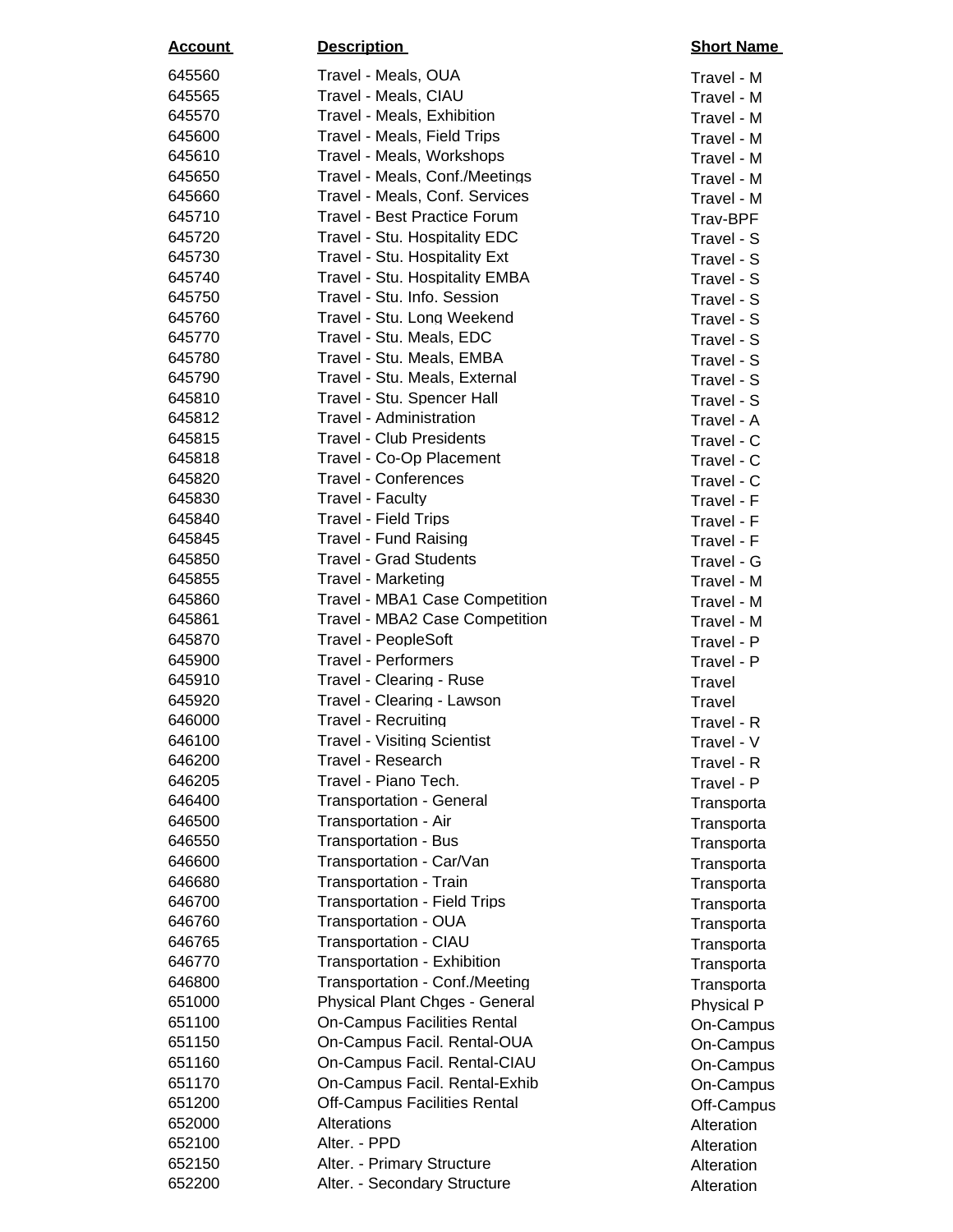| Account | Description | Short Name |
|---|---|---|
| 645560 | Travel - Meals, OUA | Travel - M |
| 645565 | Travel - Meals, CIAU | Travel - M |
| 645570 | Travel - Meals, Exhibition | Travel - M |
| 645600 | Travel - Meals, Field Trips | Travel - M |
| 645610 | Travel - Meals, Workshops | Travel - M |
| 645650 | Travel - Meals, Conf./Meetings | Travel - M |
| 645660 | Travel - Meals, Conf. Services | Travel - M |
| 645710 | Travel - Best Practice Forum | Trav-BPF |
| 645720 | Travel - Stu. Hospitality EDC | Travel - S |
| 645730 | Travel - Stu. Hospitality Ext | Travel - S |
| 645740 | Travel - Stu. Hospitality EMBA | Travel - S |
| 645750 | Travel - Stu. Info. Session | Travel - S |
| 645760 | Travel - Stu. Long Weekend | Travel - S |
| 645770 | Travel - Stu. Meals, EDC | Travel - S |
| 645780 | Travel - Stu. Meals, EMBA | Travel - S |
| 645790 | Travel - Stu. Meals, External | Travel - S |
| 645810 | Travel - Stu. Spencer Hall | Travel - S |
| 645812 | Travel - Administration | Travel - A |
| 645815 | Travel - Club Presidents | Travel - C |
| 645818 | Travel - Co-Op Placement | Travel - C |
| 645820 | Travel - Conferences | Travel - C |
| 645830 | Travel - Faculty | Travel - F |
| 645840 | Travel - Field Trips | Travel - F |
| 645845 | Travel - Fund Raising | Travel - F |
| 645850 | Travel - Grad Students | Travel - G |
| 645855 | Travel - Marketing | Travel - M |
| 645860 | Travel - MBA1 Case Competition | Travel - M |
| 645861 | Travel - MBA2 Case Competition | Travel - M |
| 645870 | Travel - PeopleSoft | Travel - P |
| 645900 | Travel - Performers | Travel - P |
| 645910 | Travel - Clearing - Ruse | Travel |
| 645920 | Travel - Clearing - Lawson | Travel |
| 646000 | Travel - Recruiting | Travel - R |
| 646100 | Travel - Visiting Scientist | Travel - V |
| 646200 | Travel - Research | Travel - R |
| 646205 | Travel - Piano Tech. | Travel - P |
| 646400 | Transportation - General | Transporta |
| 646500 | Transportation - Air | Transporta |
| 646550 | Transportation - Bus | Transporta |
| 646600 | Transportation - Car/Van | Transporta |
| 646680 | Transportation - Train | Transporta |
| 646700 | Transportation - Field Trips | Transporta |
| 646760 | Transportation - OUA | Transporta |
| 646765 | Transportation - CIAU | Transporta |
| 646770 | Transportation - Exhibition | Transporta |
| 646800 | Transportation - Conf./Meeting | Transporta |
| 651000 | Physical Plant Chges - General | Physical P |
| 651100 | On-Campus Facilities Rental | On-Campus |
| 651150 | On-Campus Facil. Rental-OUA | On-Campus |
| 651160 | On-Campus Facil. Rental-CIAU | On-Campus |
| 651170 | On-Campus Facil. Rental-Exhib | On-Campus |
| 651200 | Off-Campus Facilities Rental | Off-Campus |
| 652000 | Alterations | Alteration |
| 652100 | Alter. - PPD | Alteration |
| 652150 | Alter. - Primary Structure | Alteration |
| 652200 | Alter. - Secondary Structure | Alteration |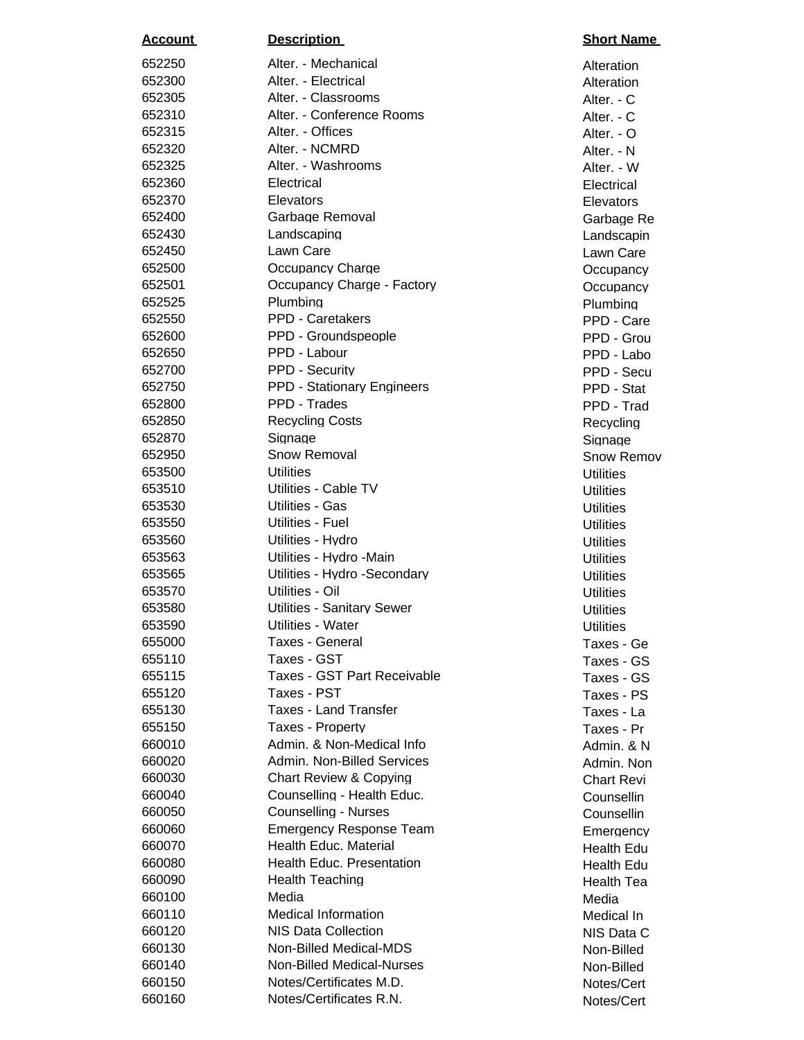| Account | Description | Short Name |
|---|---|---|
| 652250 | Alter. - Mechanical | Alteration |
| 652300 | Alter. - Electrical | Alteration |
| 652305 | Alter. - Classrooms | Alter. - C |
| 652310 | Alter. - Conference Rooms | Alter. - C |
| 652315 | Alter. - Offices | Alter. - O |
| 652320 | Alter. - NCMRD | Alter. - N |
| 652325 | Alter. - Washrooms | Alter. - W |
| 652360 | Electrical | Electrical |
| 652370 | Elevators | Elevators |
| 652400 | Garbage Removal | Garbage Re |
| 652430 | Landscaping | Landscapin |
| 652450 | Lawn Care | Lawn Care |
| 652500 | Occupancy Charge | Occupancy |
| 652501 | Occupancy Charge - Factory | Occupancy |
| 652525 | Plumbing | Plumbing |
| 652550 | PPD - Caretakers | PPD - Care |
| 652600 | PPD - Groundspeople | PPD - Grou |
| 652650 | PPD - Labour | PPD - Labo |
| 652700 | PPD - Security | PPD - Secu |
| 652750 | PPD - Stationary Engineers | PPD - Stat |
| 652800 | PPD - Trades | PPD - Trad |
| 652850 | Recycling Costs | Recycling |
| 652870 | Signage | Signage |
| 652950 | Snow Removal | Snow Remov |
| 653500 | Utilities | Utilities |
| 653510 | Utilities - Cable TV | Utilities |
| 653530 | Utilities - Gas | Utilities |
| 653550 | Utilities - Fuel | Utilities |
| 653560 | Utilities - Hydro | Utilities |
| 653563 | Utilities - Hydro -Main | Utilities |
| 653565 | Utilities - Hydro -Secondary | Utilities |
| 653570 | Utilities - Oil | Utilities |
| 653580 | Utilities - Sanitary Sewer | Utilities |
| 653590 | Utilities - Water | Utilities |
| 655000 | Taxes - General | Taxes - Ge |
| 655110 | Taxes - GST | Taxes - GS |
| 655115 | Taxes - GST Part Receivable | Taxes - GS |
| 655120 | Taxes - PST | Taxes - PS |
| 655130 | Taxes - Land Transfer | Taxes - La |
| 655150 | Taxes - Property | Taxes - Pr |
| 660010 | Admin. & Non-Medical Info | Admin. & N |
| 660020 | Admin. Non-Billed Services | Admin. Non |
| 660030 | Chart Review & Copying | Chart Revi |
| 660040 | Counselling - Health Educ. | Counsellin |
| 660050 | Counselling - Nurses | Counsellin |
| 660060 | Emergency Response Team | Emergency |
| 660070 | Health Educ. Material | Health Edu |
| 660080 | Health Educ. Presentation | Health Edu |
| 660090 | Health Teaching | Health Tea |
| 660100 | Media | Media |
| 660110 | Medical Information | Medical In |
| 660120 | NIS Data Collection | NIS Data C |
| 660130 | Non-Billed Medical-MDS | Non-Billed |
| 660140 | Non-Billed Medical-Nurses | Non-Billed |
| 660150 | Notes/Certificates M.D. | Notes/Cert |
| 660160 | Notes/Certificates R.N. | Notes/Cert |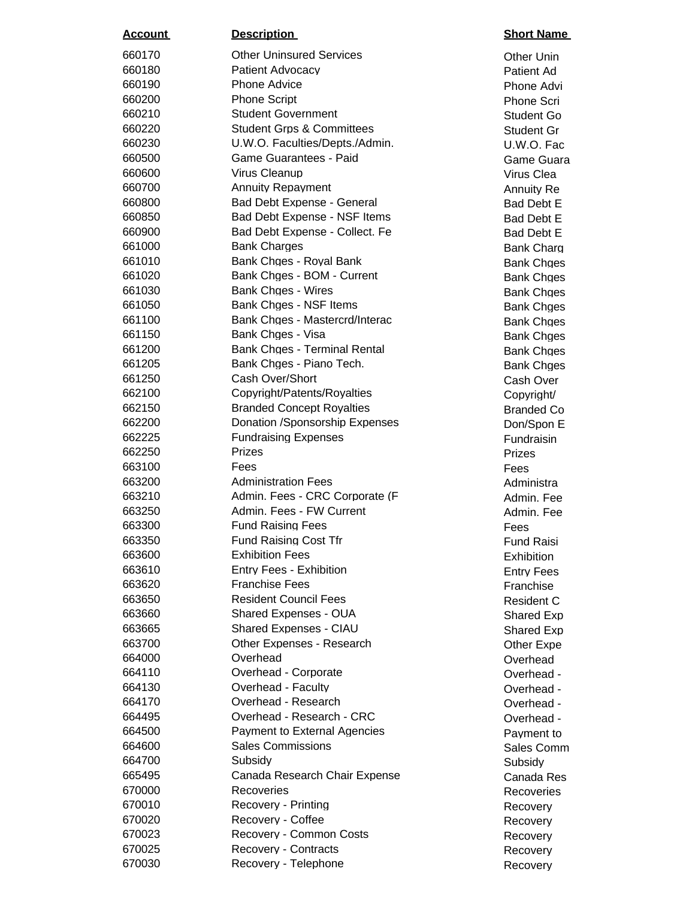| Account | Description | Short Name |
|---|---|---|
| 660170 | Other Uninsured Services | Other Unin |
| 660180 | Patient Advocacy | Patient Ad |
| 660190 | Phone Advice | Phone Advi |
| 660200 | Phone Script | Phone Scri |
| 660210 | Student Government | Student Go |
| 660220 | Student Grps & Committees | Student Gr |
| 660230 | U.W.O. Faculties/Depts./Admin. | U.W.O. Fac |
| 660500 | Game Guarantees - Paid | Game Guara |
| 660600 | Virus Cleanup | Virus Clea |
| 660700 | Annuity Repayment | Annuity Re |
| 660800 | Bad Debt Expense - General | Bad Debt E |
| 660850 | Bad Debt Expense - NSF Items | Bad Debt E |
| 660900 | Bad Debt Expense - Collect. Fe | Bad Debt E |
| 661000 | Bank Charges | Bank Charg |
| 661010 | Bank Chges - Royal Bank | Bank Chges |
| 661020 | Bank Chges - BOM - Current | Bank Chges |
| 661030 | Bank Chges - Wires | Bank Chges |
| 661050 | Bank Chges - NSF Items | Bank Chges |
| 661100 | Bank Chges - Mastercrd/Interac | Bank Chges |
| 661150 | Bank Chges - Visa | Bank Chges |
| 661200 | Bank Chges - Terminal Rental | Bank Chges |
| 661205 | Bank Chges - Piano Tech. | Bank Chges |
| 661250 | Cash Over/Short | Cash Over |
| 662100 | Copyright/Patents/Royalties | Copyright/ |
| 662150 | Branded Concept Royalties | Branded Co |
| 662200 | Donation /Sponsorship Expenses | Don/Spon E |
| 662225 | Fundraising Expenses | Fundraisin |
| 662250 | Prizes | Prizes |
| 663100 | Fees | Fees |
| 663200 | Administration Fees | Administra |
| 663210 | Admin. Fees - CRC Corporate (F | Admin. Fee |
| 663250 | Admin. Fees - FW Current | Admin. Fee |
| 663300 | Fund Raising Fees | Fees |
| 663350 | Fund Raising Cost Tfr | Fund Raisi |
| 663600 | Exhibition Fees | Exhibition |
| 663610 | Entry Fees - Exhibition | Entry Fees |
| 663620 | Franchise Fees | Franchise |
| 663650 | Resident Council Fees | Resident C |
| 663660 | Shared Expenses - OUA | Shared Exp |
| 663665 | Shared Expenses - CIAU | Shared Exp |
| 663700 | Other Expenses - Research | Other Expe |
| 664000 | Overhead | Overhead |
| 664110 | Overhead - Corporate | Overhead - |
| 664130 | Overhead - Faculty | Overhead - |
| 664170 | Overhead - Research | Overhead - |
| 664495 | Overhead - Research - CRC | Overhead - |
| 664500 | Payment to External Agencies | Payment to |
| 664600 | Sales Commissions | Sales Comm |
| 664700 | Subsidy | Subsidy |
| 665495 | Canada Research Chair Expense | Canada Res |
| 670000 | Recoveries | Recoveries |
| 670010 | Recovery - Printing | Recovery |
| 670020 | Recovery - Coffee | Recovery |
| 670023 | Recovery - Common Costs | Recovery |
| 670025 | Recovery - Contracts | Recovery |
| 670030 | Recovery - Telephone | Recovery |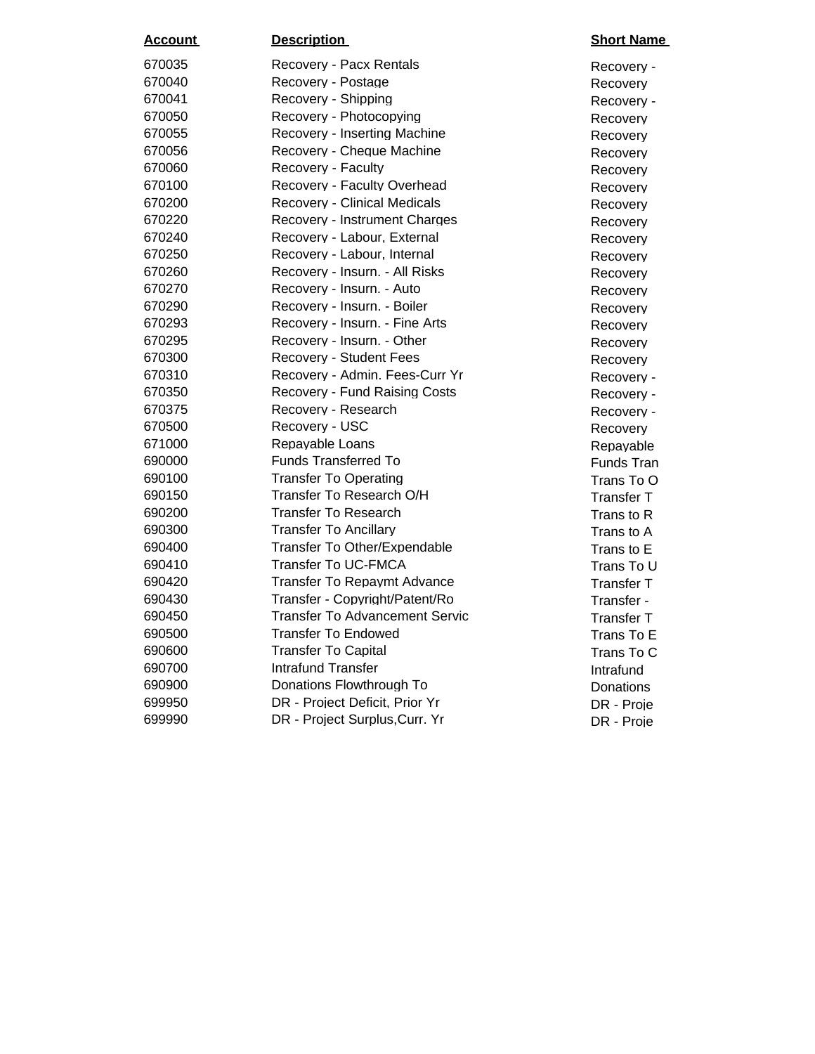| Account | Description | Short Name |
| --- | --- | --- |
| 670035 | Recovery - Pacx Rentals | Recovery - |
| 670040 | Recovery - Postage | Recovery |
| 670041 | Recovery - Shipping | Recovery - |
| 670050 | Recovery - Photocopying | Recovery |
| 670055 | Recovery - Inserting Machine | Recovery |
| 670056 | Recovery - Cheque Machine | Recovery |
| 670060 | Recovery - Faculty | Recovery |
| 670100 | Recovery - Faculty Overhead | Recovery |
| 670200 | Recovery - Clinical Medicals | Recovery |
| 670220 | Recovery - Instrument Charges | Recovery |
| 670240 | Recovery - Labour, External | Recovery |
| 670250 | Recovery - Labour, Internal | Recovery |
| 670260 | Recovery - Insurn. - All Risks | Recovery |
| 670270 | Recovery - Insurn. - Auto | Recovery |
| 670290 | Recovery - Insurn. - Boiler | Recovery |
| 670293 | Recovery - Insurn. - Fine Arts | Recovery |
| 670295 | Recovery - Insurn. - Other | Recovery |
| 670300 | Recovery - Student Fees | Recovery |
| 670310 | Recovery - Admin. Fees-Curr Yr | Recovery - |
| 670350 | Recovery - Fund Raising Costs | Recovery - |
| 670375 | Recovery - Research | Recovery - |
| 670500 | Recovery - USC | Recovery |
| 671000 | Repayable Loans | Repayable |
| 690000 | Funds Transferred To | Funds Tran |
| 690100 | Transfer To Operating | Trans To O |
| 690150 | Transfer To Research O/H | Transfer T |
| 690200 | Transfer To Research | Trans to R |
| 690300 | Transfer To Ancillary | Trans to A |
| 690400 | Transfer To Other/Expendable | Trans to E |
| 690410 | Transfer To UC-FMCA | Trans To U |
| 690420 | Transfer To Repaymt Advance | Transfer T |
| 690430 | Transfer - Copyright/Patent/Ro | Transfer - |
| 690450 | Transfer To Advancement Servic | Transfer T |
| 690500 | Transfer To Endowed | Trans To E |
| 690600 | Transfer To Capital | Trans To C |
| 690700 | Intrafund Transfer | Intrafund |
| 690900 | Donations Flowthrough To | Donations |
| 699950 | DR - Project Deficit, Prior Yr | DR - Proje |
| 699990 | DR - Project Surplus,Curr. Yr | DR - Proje |